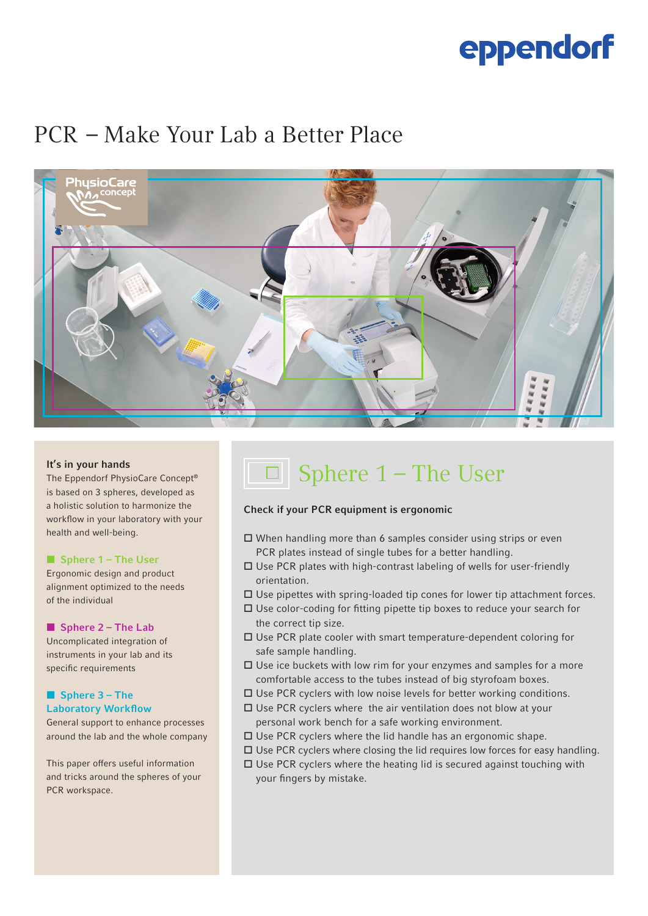# PCR – Make Your Lab a Better Place

**It's in your hands**

The Eppendorf PhysioCare Concept® is based on 3 spheres, developed as a holistic solution to harmonize the workflow in your laboratory with your health and well-being.

**Sphere 1 – The User**

Ergonomic design and product alignment optimized to the needs of the individual

**Sphere 2 – The Lab**

Uncomplicated integration of instruments in your lab and its specific requirements

**Sphere 3 – The Laboratory Workflow**

General support to enhance processes around the lab and the whole company

This paper offers useful information and tricks around the spheres of your PCR workspace.

## Sphere 1 – The User

**Check if your PCR equipment is ergonomic**

- ☐ When handling more than 6 samples consider using strips or even PCR plates instead of single tubes for a better handling.
- ☐ Use PCR plates with high-contrast labeling of wells for user-friendly orientation.
- ☐ Use pipettes with spring-loaded tip cones for lower tip attachment forces.
- ☐ Use color-coding for fitting pipette tip boxes to reduce your search for the correct tip size.
- ☐ Use PCR plate cooler with smart temperature-dependent coloring for safe sample handling.
- ☐ Use ice buckets with low rim for your enzymes and samples for a more comfortable access to the tubes instead of big styrofoam boxes.
- ☐ Use PCR cyclers with low noise levels for better working conditions.
- ☐ Use PCR cyclers where the air ventilation does not blow at your personal work bench for a safe working environment.
- ☐ Use PCR cyclers where the lid handle has an ergonomic shape.
- ☐ Use PCR cyclers where closing the lid requires low forces for easy handling.
- ☐ Use PCR cyclers where the heating lid is secured against touching with your fingers by mistake.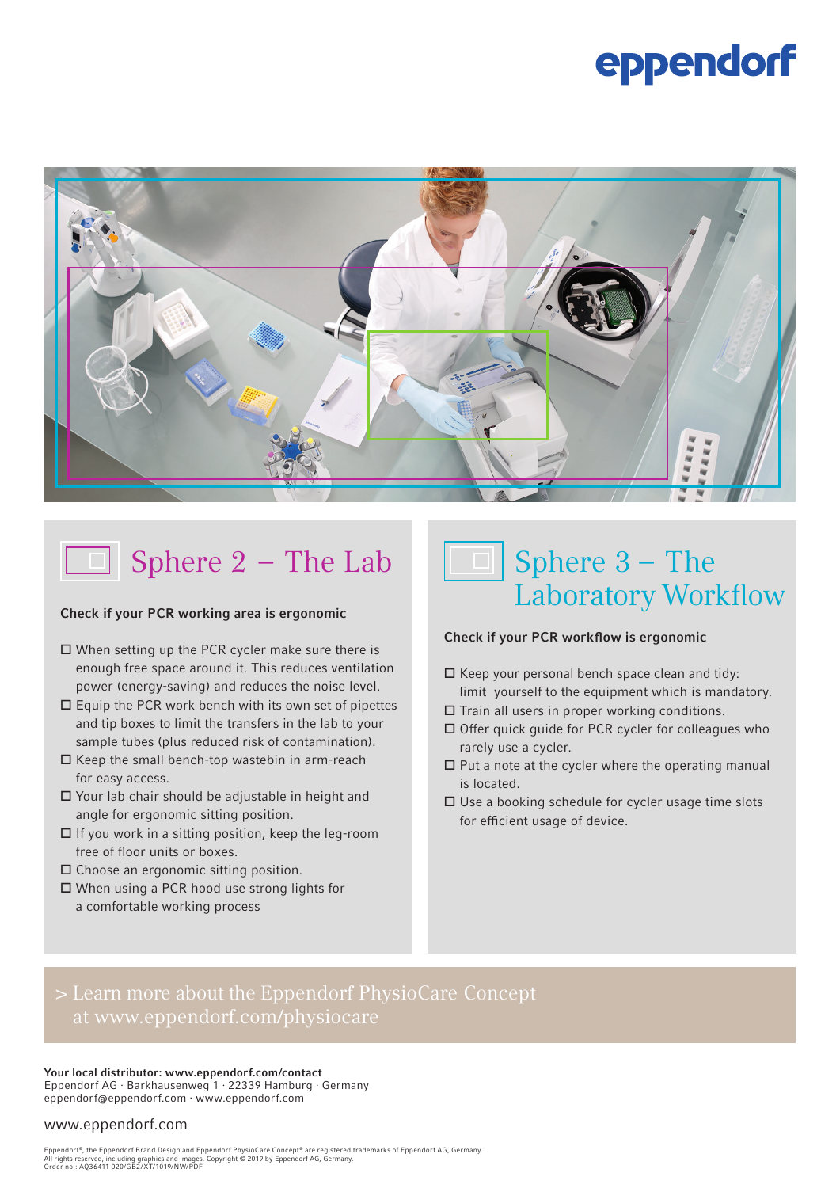# Sphere 2 – The Lab

**Check if your PCR working area is ergonomic**

- ☐ When setting up the PCR cycler make sure there is enough free space around it. This reduces ventilation power (energy-saving) and reduces the noise level.
- ☐ Equip the PCR work bench with its own set of pipettes and tip boxes to limit the transfers in the lab to your sample tubes (plus reduced risk of contamination).
- ☐ Keep the small bench-top wastebin in arm-reach for easy access.
- ☐ Your lab chair should be adjustable in height and angle for ergonomic sitting position.
- ☐ If you work in a sitting position, keep the leg-room free of floor units or boxes.
- ☐ Choose an ergonomic sitting position.
- ☐ When using a PCR hood use strong lights for a comfortable working process

# Sphere 3 – The Laboratory Workflow

**Check if your PCR workflow is ergonomic**

- ☐ Keep your personal bench space clean and tidy: limit yourself to the equipment which is mandatory.
- ☐ Train all users in proper working conditions.
- ☐ Offer quick guide for PCR cycler for colleagues who rarely use a cycler.
- ☐ Put a note at the cycler where the operating manual is located.
- ☐ Use a booking schedule for cycler usage time slots for efficient usage of device.

> Learn more about the Eppendorf PhysioCare Concept at www.eppendorf.com/physiocare

**Your local distributor: www.eppendorf.com/contact**
Eppendorf AG · Barkhausenweg 1 · 22339 Hamburg · Germany
eppendorf@eppendorf.com · www.eppendorf.com

www.eppendorf.com

Eppendorf®, the Eppendorf Brand Design and Eppendorf PhysioCare Concept® are registered trademarks of Eppendorf AG, Germany.
All rights reserved, including graphics and images. Copyright © 2019 by Eppendorf AG, Germany.
Order no.: AQ36411 020/GB2/XT/1019/NW/PDF